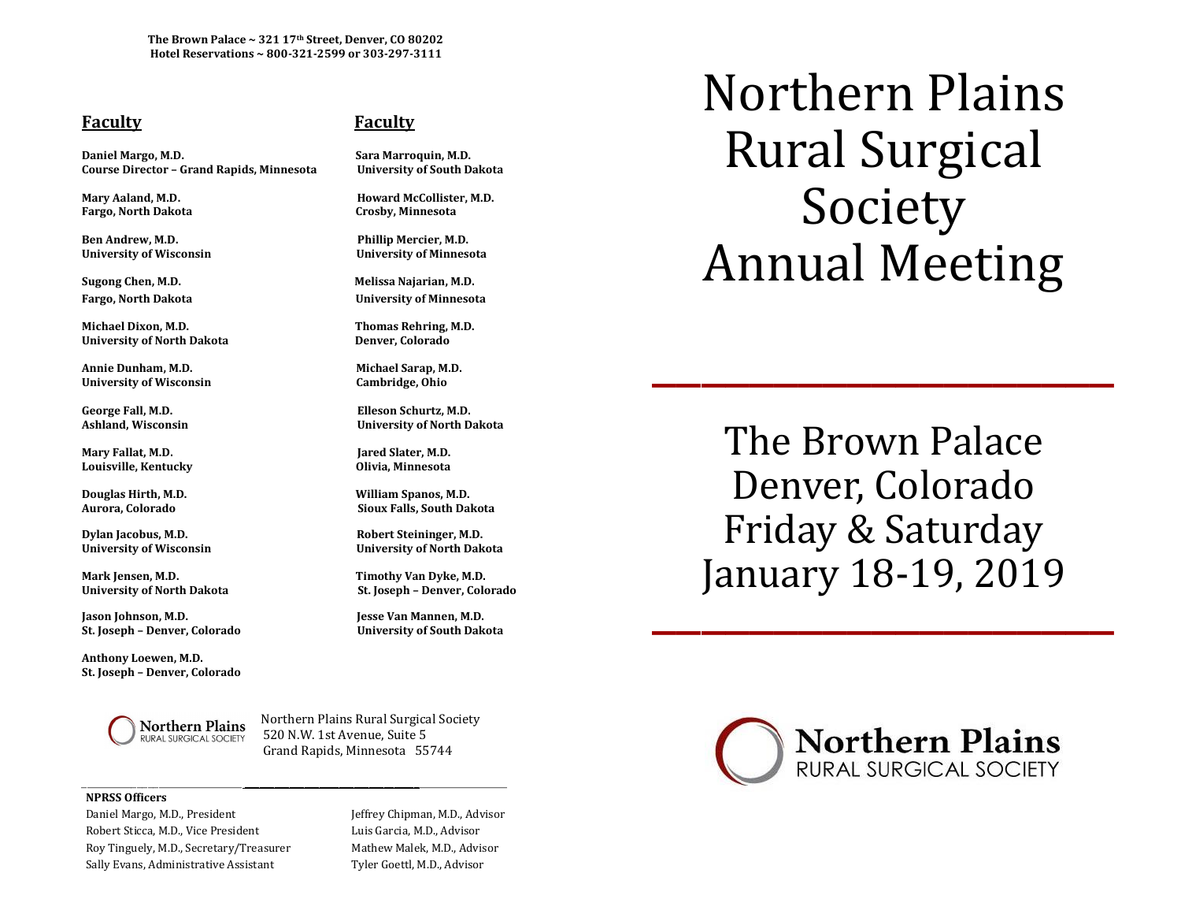**The Brown Palace ~ 321 17th Street, Denver, CO 80202**
**Hotel Reservations ~ 800-321-2599 or 303-297-3111**

## Faculty

**Daniel Margo, M.D.**
**Course Director – Grand Rapids, Minnesota**

**Mary Aaland, M.D.**
**Fargo, North Dakota**

**Ben Andrew, M.D.**
**University of Wisconsin**

**Sugong Chen, M.D.**
**Fargo, North Dakota**

**Michael Dixon, M.D.**
**University of North Dakota**

**Annie Dunham, M.D.**
**University of Wisconsin**

**George Fall, M.D.**
**Ashland, Wisconsin**

**Mary Fallat, M.D.**
**Louisville, Kentucky**

**Douglas Hirth, M.D.**
**Aurora, Colorado**

**Dylan Jacobus, M.D.**
**University of Wisconsin**

**Mark Jensen, M.D.**
**University of North Dakota**

**Jason Johnson, M.D.**
**St. Joseph – Denver, Colorado**

**Anthony Loewen, M.D.**
**St. Joseph – Denver, Colorado**

## Faculty

**Sara Marroquin, M.D.**
**University of South Dakota**

**Howard McCollister, M.D.**
**Crosby, Minnesota**

**Phillip Mercier, M.D.**
**University of Minnesota**

**Melissa Najarian, M.D.**
**University of Minnesota**

**Thomas Rehring, M.D.**
**Denver, Colorado**

**Michael Sarap, M.D.**
**Cambridge, Ohio**

**Elleson Schurtz, M.D.**
**University of North Dakota**

**Jared Slater, M.D.**
**Olivia, Minnesota**

**William Spanos, M.D.**
**Sioux Falls, South Dakota**

**Robert Steininger, M.D.**
**University of North Dakota**

**Timothy Van Dyke, M.D.**
**St. Joseph – Denver, Colorado**

**Jesse Van Mannen, M.D.**
**University of South Dakota**

Northern Plains Rural Surgical Society
520 N.W. 1st Avenue, Suite 5
Grand Rapids, Minnesota 55744

**NPRSS Officers**

Daniel Margo, M.D., President
Robert Sticca, M.D., Vice President
Roy Tinguely, M.D., Secretary/Treasurer
Sally Evans, Administrative Assistant

Jeffrey Chipman, M.D., Advisor
Luis Garcia, M.D., Advisor
Mathew Malek, M.D., Advisor
Tyler Goettl, M.D., Advisor

# Northern Plains Rural Surgical Society Annual Meeting

## The Brown Palace
## Denver, Colorado
## Friday & Saturday
## January 18-19, 2019

Northern Plains
RURAL SURGICAL SOCIETY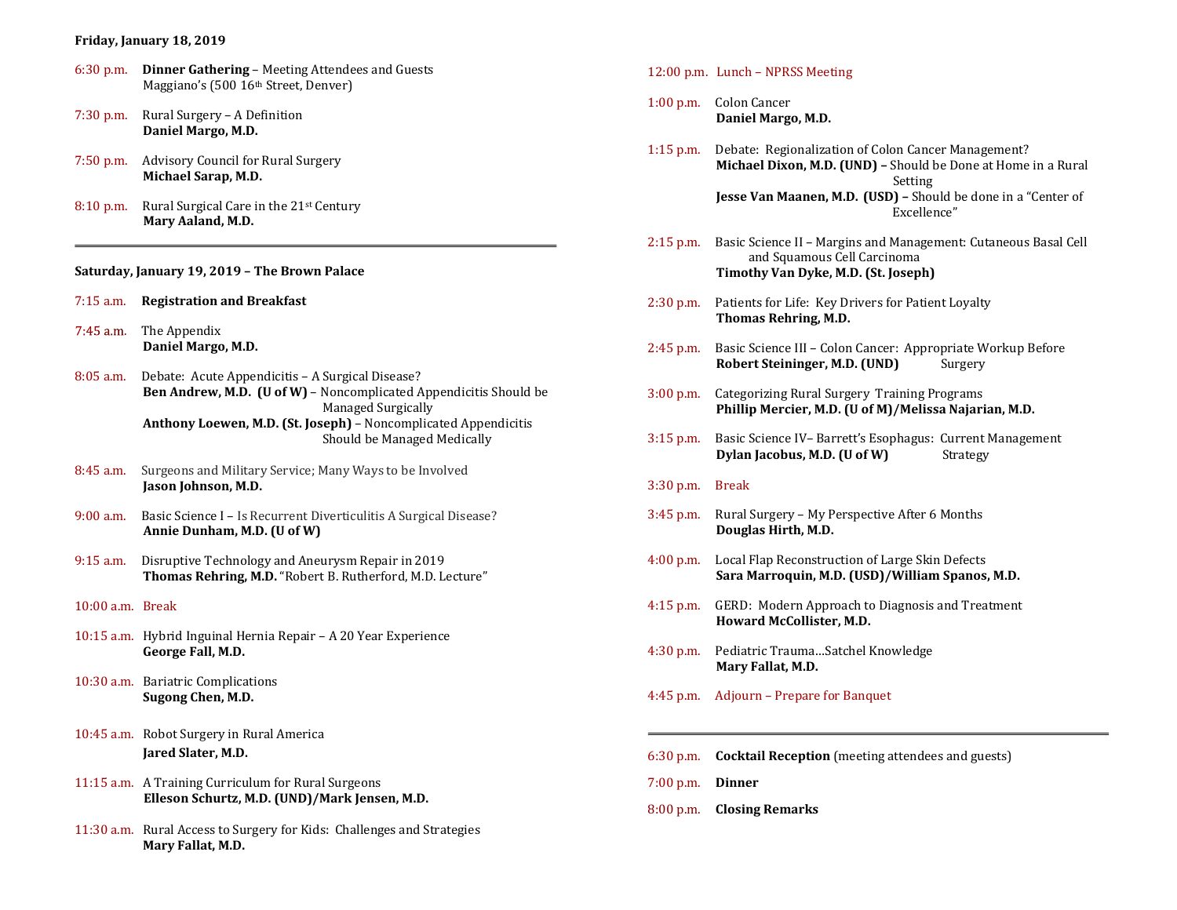**Friday, January 18, 2019**

6:30 p.m. **Dinner Gathering** – Meeting Attendees and Guests
Maggiano's (500 16th Street, Denver)

7:30 p.m. Rural Surgery – A Definition
**Daniel Margo, M.D.**

7:50 p.m. Advisory Council for Rural Surgery
**Michael Sarap, M.D.**

8:10 p.m. Rural Surgical Care in the 21st Century
**Mary Aaland, M.D.**

---

**Saturday, January 19, 2019 – The Brown Palace**

7:15 a.m. **Registration and Breakfast**

7:45 a.m. The Appendix
**Daniel Margo, M.D.**

8:05 a.m. Debate: Acute Appendicitis – A Surgical Disease?
**Ben Andrew, M.D. (U of W)** – Noncomplicated Appendicitis Should be Managed Surgically
**Anthony Loewen, M.D. (St. Joseph)** – Noncomplicated Appendicitis Should be Managed Medically

8:45 a.m. Surgeons and Military Service; Many Ways to be Involved
**Jason Johnson, M.D.**

9:00 a.m. Basic Science I – Is Recurrent Diverticulitis A Surgical Disease?
**Annie Dunham, M.D. (U of W)**

9:15 a.m. Disruptive Technology and Aneurysm Repair in 2019
**Thomas Rehring, M.D.** "Robert B. Rutherford, M.D. Lecture"

10:00 a.m. Break

10:15 a.m. Hybrid Inguinal Hernia Repair – A 20 Year Experience
**George Fall, M.D.**

10:30 a.m. Bariatric Complications
**Sugong Chen, M.D.**

10:45 a.m. Robot Surgery in Rural America
**Jared Slater, M.D.**

11:15 a.m. A Training Curriculum for Rural Surgeons
**Elleson Schurtz, M.D. (UND)/Mark Jensen, M.D.**

11:30 a.m. Rural Access to Surgery for Kids: Challenges and Strategies
**Mary Fallat, M.D.**

12:00 p.m. Lunch – NPRSS Meeting

1:00 p.m. Colon Cancer
**Daniel Margo, M.D.**

1:15 p.m. Debate: Regionalization of Colon Cancer Management?
**Michael Dixon, M.D. (UND) –** Should be Done at Home in a Rural Setting
**Jesse Van Maanen, M.D. (USD) –** Should be done in a "Center of Excellence"

2:15 p.m. Basic Science II – Margins and Management: Cutaneous Basal Cell and Squamous Cell Carcinoma
**Timothy Van Dyke, M.D. (St. Joseph)**

2:30 p.m. Patients for Life: Key Drivers for Patient Loyalty
**Thomas Rehring, M.D.**

2:45 p.m. Basic Science III – Colon Cancer: Appropriate Workup Before Surgery
**Robert Steininger, M.D. (UND)**

3:00 p.m. Categorizing Rural Surgery Training Programs
**Phillip Mercier, M.D. (U of M)/Melissa Najarian, M.D.**

3:15 p.m. Basic Science IV– Barrett's Esophagus: Current Management Strategy
**Dylan Jacobus, M.D. (U of W)**

3:30 p.m. Break

3:45 p.m. Rural Surgery – My Perspective After 6 Months
**Douglas Hirth, M.D.**

4:00 p.m. Local Flap Reconstruction of Large Skin Defects
**Sara Marroquin, M.D. (USD)/William Spanos, M.D.**

4:15 p.m. GERD: Modern Approach to Diagnosis and Treatment
**Howard McCollister, M.D.**

4:30 p.m. Pediatric Trauma…Satchel Knowledge
**Mary Fallat, M.D.**

4:45 p.m. Adjourn – Prepare for Banquet

---

6:30 p.m. **Cocktail Reception** (meeting attendees and guests)

7:00 p.m. **Dinner**

8:00 p.m. **Closing Remarks**